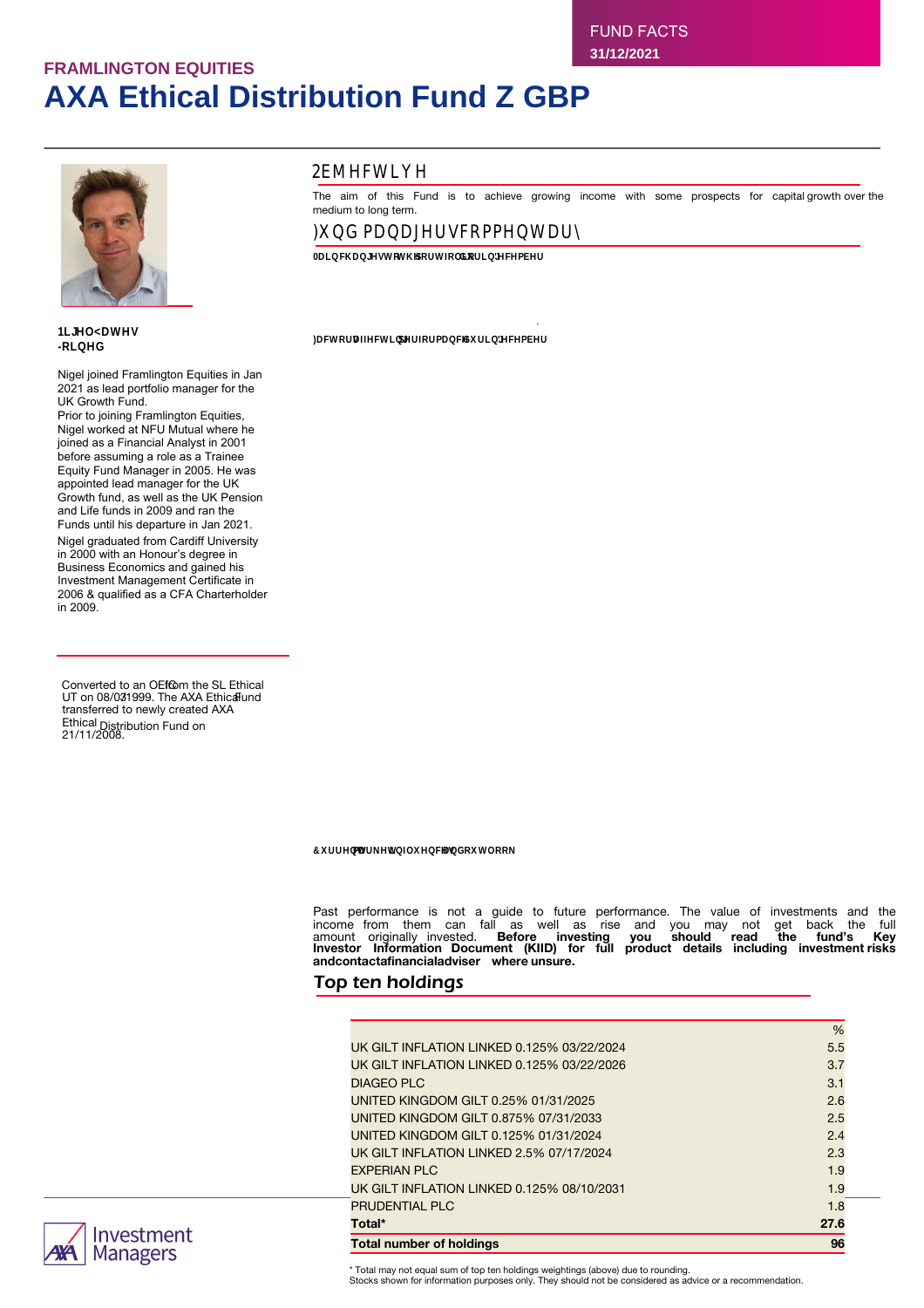# FRAMLINGTON EQUITIES

# AXA Ethical Distribution Fund Z GBP

FUND FACTS
**31/12/2021**

**Nigel Yates**
**Joined**

Nigel joined Framlington Equities in Jan 2021 as lead portfolio manager for the UK Growth Fund.
Prior to joining Framlington Equities, Nigel worked at NFU Mutual where he joined as a Financial Analyst in 2001 before assuming a role as a Trainee Equity Fund Manager in 2005. He was appointed lead manager for the UK Growth fund, as well as the UK Pension and Life funds in 2009 and ran the Funds until his departure in Jan 2021.
Nigel graduated from Cardiff University in 2000 with an Honour's degree in Business Economics and gained his Investment Management Certificate in 2006 & qualified as a CFA Charterholder in 2009.

Converted to an OEIC from the SL Ethical UT on 08/03/1999. The AXA Ethical Fund transferred to newly created AXA Ethical Distribution Fund on 21/11/2008.

## Objective

The aim of this Fund is to achieve growing income with some prospects for capital growth over the medium to long term.

## Fund manager's commentary

**Main changes to the portfolio in December**

**Factors affecting performance during December**

**Current market influences and outlook**

Past performance is not a guide to future performance. The value of investments and the income from them can fall as well as rise and you may not get back the full amount originally invested. **Before investing you should read the fund's Key Investor Information Document (KIID) for full product details including investment risks and contact a financial adviser where unsure.**

## Top ten holdings

| | % |
|---|---|
| UK GILT INFLATION LINKED 0.125% 03/22/2024 | 5.5 |
| UK GILT INFLATION LINKED 0.125% 03/22/2026 | 3.7 |
| DIAGEO PLC | 3.1 |
| UNITED KINGDOM GILT 0.25% 01/31/2025 | 2.6 |
| UNITED KINGDOM GILT 0.875% 07/31/2033 | 2.5 |
| UNITED KINGDOM GILT 0.125% 01/31/2024 | 2.4 |
| UK GILT INFLATION LINKED 2.5% 07/17/2024 | 2.3 |
| EXPERIAN PLC | 1.9 |
| UK GILT INFLATION LINKED 0.125% 08/10/2031 | 1.9 |
| PRUDENTIAL PLC | 1.8 |
| **Total*** | **27.6** |
| **Total number of holdings** | **96** |

* Total may not equal sum of top ten holdings weightings (above) due to rounding.
Stocks shown for information purposes only. They should not be considered as advice or a recommendation.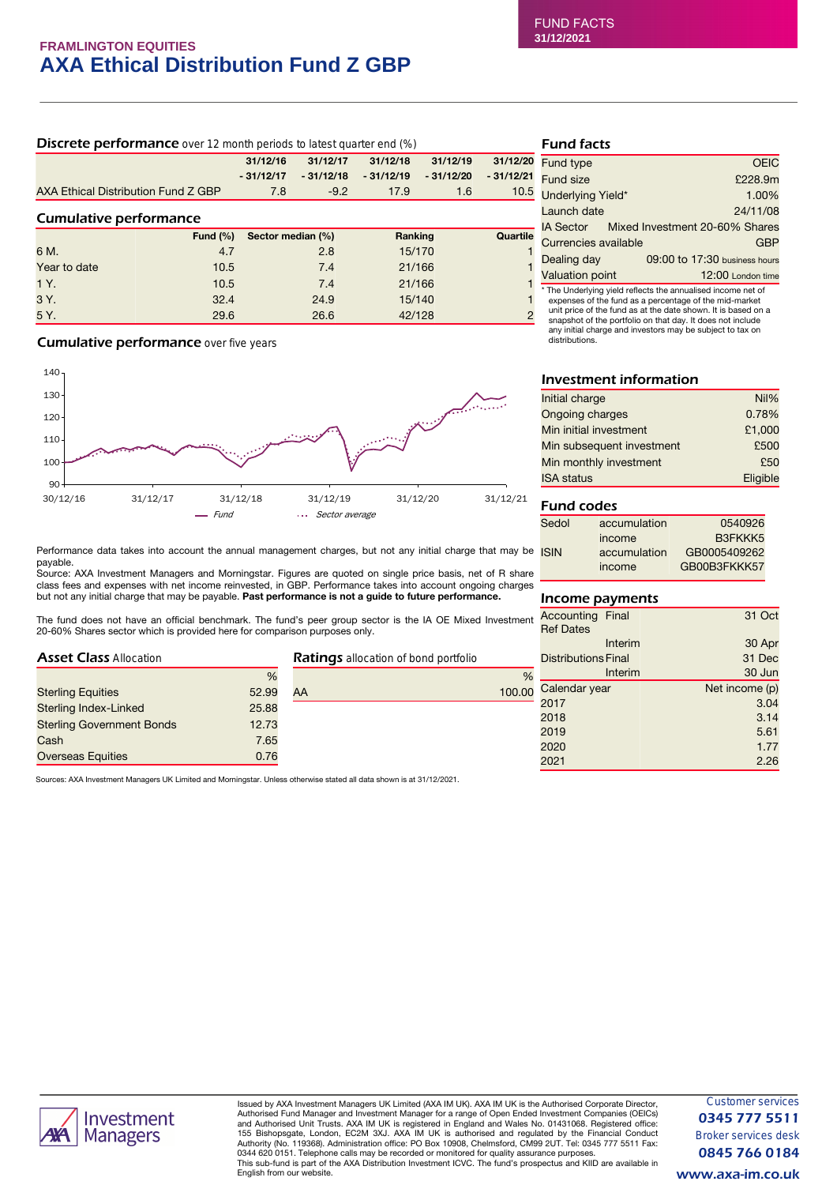FRAMLINGTON EQUITIES

# AXA Ethical Distribution Fund Z GBP

FUND FACTS
31/12/2021

## Discrete performance over 12 month periods to latest quarter end (%)

| | 31/12/16 - 31/12/17 | 31/12/17 - 31/12/18 | 31/12/18 - 31/12/19 | 31/12/19 - 31/12/20 | 31/12/20 - 31/12/21 |
|---|---|---|---|---|---|
| AXA Ethical Distribution Fund Z GBP | 7.8 | -9.2 | 17.9 | 1.6 | 10.5 |

## Cumulative performance

| | Fund (%) | Sector median (%) | Ranking | Quartile |
|---|---|---|---|---|
| 6 M. | 4.7 | 2.8 | 15/170 | 1 |
| Year to date | 10.5 | 7.4 | 21/166 | 1 |
| 1 Y. | 10.5 | 7.4 | 21/166 | 1 |
| 3 Y. | 32.4 | 24.9 | 15/140 | 1 |
| 5 Y. | 29.6 | 26.6 | 42/128 | 2 |

## Cumulative performance over five years

140
130
120
110
100
90
30/12/16
31/12/17
31/12/18
31/12/19
31/12/20
31/12/21
Fund
Sector average

Performance data takes into account the annual management charges, but not any initial charge that may be payable.
Source: AXA Investment Managers and Morningstar. Figures are quoted on single price basis, net of R share class fees and expenses with net income reinvested, in GBP. Performance takes into account ongoing charges but not any initial charge that may be payable. **Past performance is not a guide to future performance.**

The fund does not have an official benchmark. The fund's peer group sector is the IA OE Mixed Investment 20-60% Shares sector which is provided here for comparison purposes only.

## Asset Class Allocation

| | % |
|---|---|
| Sterling Equities | 52.99 |
| Sterling Index-Linked | 25.88 |
| Sterling Government Bonds | 12.73 |
| Cash | 7.65 |
| Overseas Equities | 0.76 |

## Ratings allocation of bond portfolio

| | % |
|---|---|
| AA | 100.00 |

Sources: AXA Investment Managers UK Limited and Morningstar. Unless otherwise stated all data shown is at 31/12/2021.

## Fund facts

| | |
|---|---|
| Fund type | OEIC |
| Fund size | £228.9m |
| Underlying Yield* | 1.00% |
| Launch date | 24/11/08 |
| IA Sector | Mixed Investment 20-60% Shares |
| Currencies available | GBP |
| Dealing day | 09:00 to 17:30 business hours |
| Valuation point | 12:00 London time |

* The Underlying yield reflects the annualised income net of expenses of the fund as a percentage of the mid-market unit price of the fund as at the date shown. It is based on a snapshot of the portfolio on that day. It does not include any initial charge and investors may be subject to tax on distributions.

## Investment information

| | |
|---|---|
| Initial charge | Nil% |
| Ongoing charges | 0.78% |
| Min initial investment | £1,000 |
| Min subsequent investment | £500 |
| Min monthly investment | £50 |
| ISA status | Eligible |

## Fund codes

| | | |
|---|---|---|
| Sedol | accumulation | 0540926 |
| | income | B3FKKK5 |
| ISIN | accumulation | GB0005409262 |
| | income | GB00B3FKKK57 |

## Income payments

| | | |
|---|---|---|
| Accounting Ref Dates | Final | 31 Oct |
| | Interim | 30 Apr |
| Distributions | Final | 31 Dec |
| | Interim | 30 Jun |

| Calendar year | Net income (p) |
|---|---|
| 2017 | 3.04 |
| 2018 | 3.14 |
| 2019 | 5.61 |
| 2020 | 1.77 |
| 2021 | 2.26 |

Issued by AXA Investment Managers UK Limited (AXA IM UK). AXA IM UK is the Authorised Corporate Director, Authorised Fund Manager and Investment Manager for a range of Open Ended Investment Companies (OEICs) and Authorised Unit Trusts. AXA IM UK is registered in England and Wales No. 01431068. Registered office: 155 Bishopsgate, London, EC2M 3XJ. AXA IM UK is authorised and regulated by the Financial Conduct Authority (No. 119368). Administration office: PO Box 10908, Chelmsford, CM99 2UT. Tel: 0345 777 5511 Fax: 0344 620 0151. Telephone calls may be recorded or monitored for quality assurance purposes.
This sub-fund is part of the AXA Distribution Investment ICVC. The fund's prospectus and KIID are available in English from our website.

Customer services
**0345 777 5511**
Broker services desk
**0845 766 0184**
**www.axa-im.co.uk**